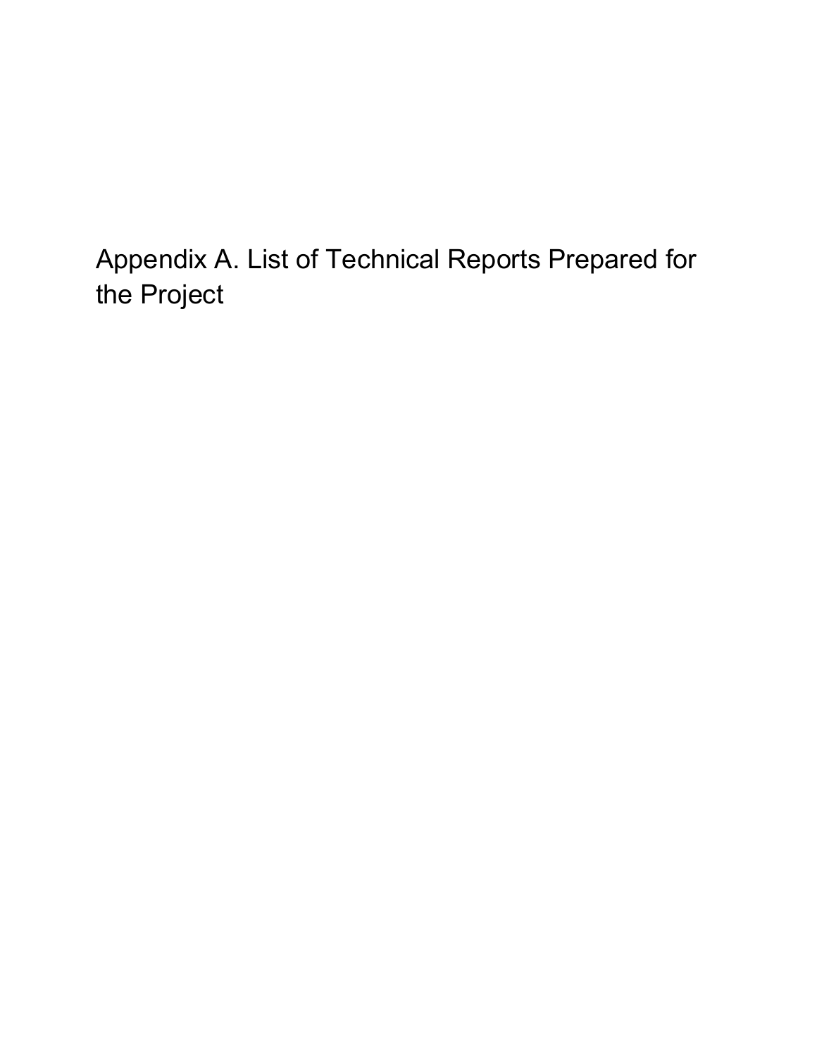# Appendix A. List of Technical Reports Prepared for the Project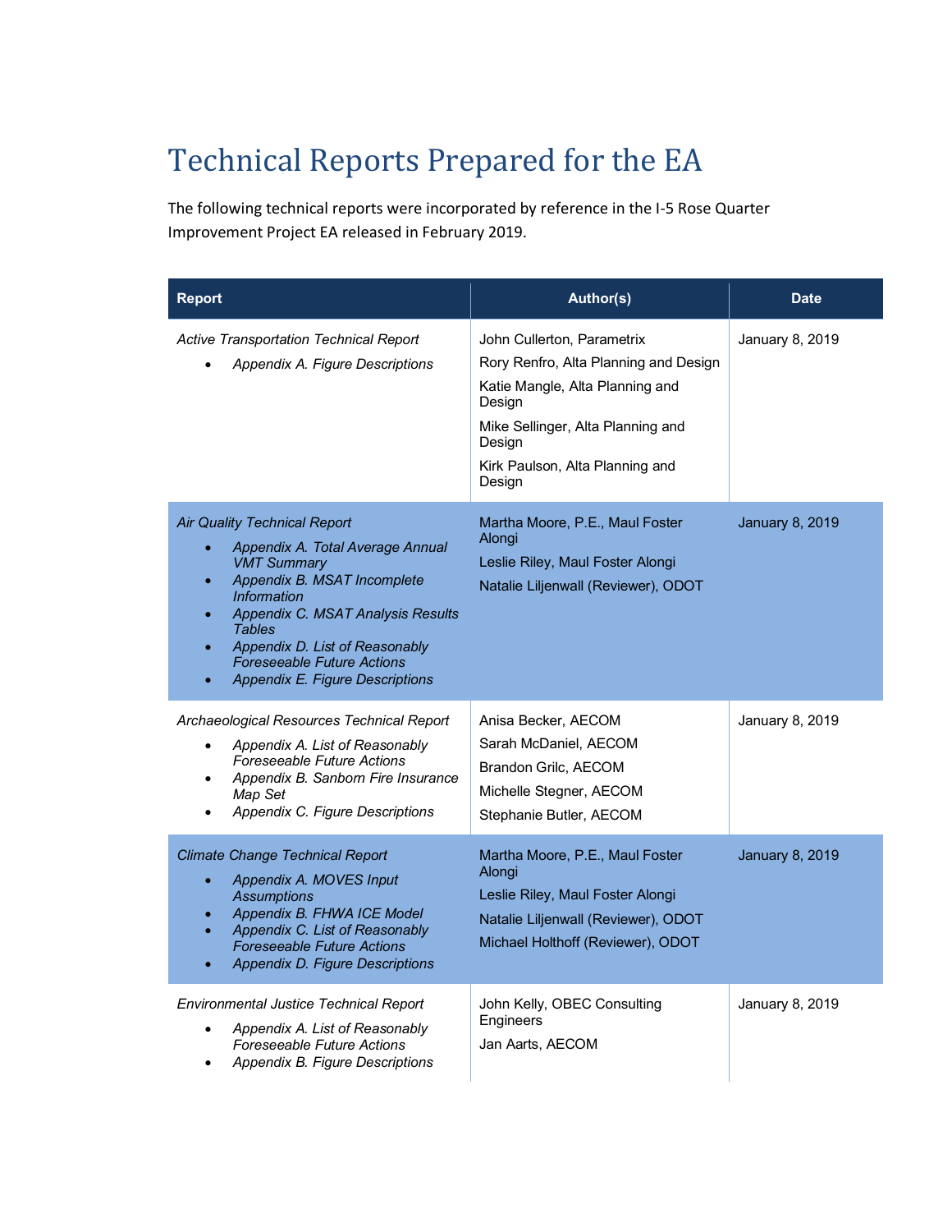# Technical Reports Prepared for the EA

The following technical reports were incorporated by reference in the I-5 Rose Quarter Improvement Project EA released in February 2019.

| Report | Author(s) | Date |
|---|---|---|
| *Active Transportation Technical Report*<br>• *Appendix A. Figure Descriptions* | John Cullerton, Parametrix<br>Rory Renfro, Alta Planning and Design<br>Katie Mangle, Alta Planning and Design<br>Mike Sellinger, Alta Planning and Design<br>Kirk Paulson, Alta Planning and Design | January 8, 2019 |
| *Air Quality Technical Report*<br>• *Appendix A. Total Average Annual VMT Summary*<br>• *Appendix B. MSAT Incomplete Information*<br>• *Appendix C. MSAT Analysis Results Tables*<br>• *Appendix D. List of Reasonably Foreseeable Future Actions*<br>• *Appendix E. Figure Descriptions* | Martha Moore, P.E., Maul Foster Alongi<br>Leslie Riley, Maul Foster Alongi<br>Natalie Liljenwall (Reviewer), ODOT | January 8, 2019 |
| *Archaeological Resources Technical Report*<br>• *Appendix A. List of Reasonably Foreseeable Future Actions*<br>• *Appendix B. Sanborn Fire Insurance Map Set*<br>• *Appendix C. Figure Descriptions* | Anisa Becker, AECOM<br>Sarah McDaniel, AECOM<br>Brandon Grilc, AECOM<br>Michelle Stegner, AECOM<br>Stephanie Butler, AECOM | January 8, 2019 |
| *Climate Change Technical Report*<br>• *Appendix A. MOVES Input Assumptions*<br>• *Appendix B. FHWA ICE Model*<br>• *Appendix C. List of Reasonably Foreseeable Future Actions*<br>• *Appendix D. Figure Descriptions* | Martha Moore, P.E., Maul Foster Alongi<br>Leslie Riley, Maul Foster Alongi<br>Natalie Liljenwall (Reviewer), ODOT<br>Michael Holthoff (Reviewer), ODOT | January 8, 2019 |
| *Environmental Justice Technical Report*<br>• *Appendix A. List of Reasonably Foreseeable Future Actions*<br>• *Appendix B. Figure Descriptions* | John Kelly, OBEC Consulting Engineers<br>Jan Aarts, AECOM | January 8, 2019 |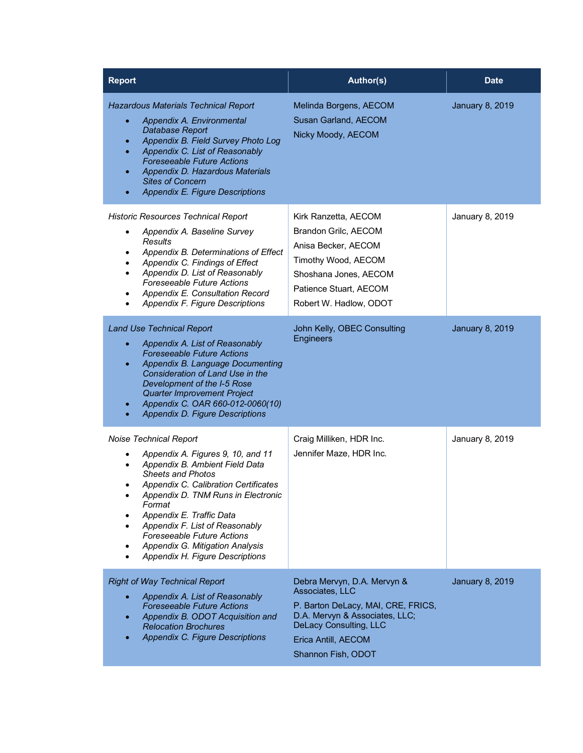| Report | Author(s) | Date |
| --- | --- | --- |
| *Hazardous Materials Technical Report*<br>• *Appendix A. Environmental Database Report*<br>• *Appendix B. Field Survey Photo Log*<br>• *Appendix C. List of Reasonably Foreseeable Future Actions*<br>• *Appendix D. Hazardous Materials Sites of Concern*<br>• *Appendix E. Figure Descriptions* | Melinda Borgens, AECOM<br>Susan Garland, AECOM<br>Nicky Moody, AECOM | January 8, 2019 |
| *Historic Resources Technical Report*<br>• *Appendix A. Baseline Survey Results*<br>• *Appendix B. Determinations of Effect*<br>• *Appendix C. Findings of Effect*<br>• *Appendix D. List of Reasonably Foreseeable Future Actions*<br>• *Appendix E. Consultation Record*<br>• *Appendix F. Figure Descriptions* | Kirk Ranzetta, AECOM<br>Brandon Grilc, AECOM<br>Anisa Becker, AECOM<br>Timothy Wood, AECOM<br>Shoshana Jones, AECOM<br>Patience Stuart, AECOM<br>Robert W. Hadlow, ODOT | January 8, 2019 |
| *Land Use Technical Report*<br>• *Appendix A. List of Reasonably Foreseeable Future Actions*<br>• *Appendix B. Language Documenting Consideration of Land Use in the Development of the I-5 Rose Quarter Improvement Project*<br>• *Appendix C. OAR 660-012-0060(10)*<br>• *Appendix D. Figure Descriptions* | John Kelly, OBEC Consulting Engineers | January 8, 2019 |
| *Noise Technical Report*<br>• *Appendix A. Figures 9, 10, and 11*<br>• *Appendix B. Ambient Field Data Sheets and Photos*<br>• *Appendix C. Calibration Certificates*<br>• *Appendix D. TNM Runs in Electronic Format*<br>• *Appendix E. Traffic Data*<br>• *Appendix F. List of Reasonably Foreseeable Future Actions*<br>• *Appendix G. Mitigation Analysis*<br>• *Appendix H. Figure Descriptions* | Craig Milliken, HDR Inc.<br>Jennifer Maze, HDR Inc. | January 8, 2019 |
| *Right of Way Technical Report*<br>• *Appendix A. List of Reasonably Foreseeable Future Actions*<br>• *Appendix B. ODOT Acquisition and Relocation Brochures*<br>• *Appendix C. Figure Descriptions* | Debra Mervyn, D.A. Mervyn & Associates, LLC<br>P. Barton DeLacy, MAI, CRE, FRICS, D.A. Mervyn & Associates, LLC; DeLacy Consulting, LLC<br>Erica Antill, AECOM<br>Shannon Fish, ODOT | January 8, 2019 |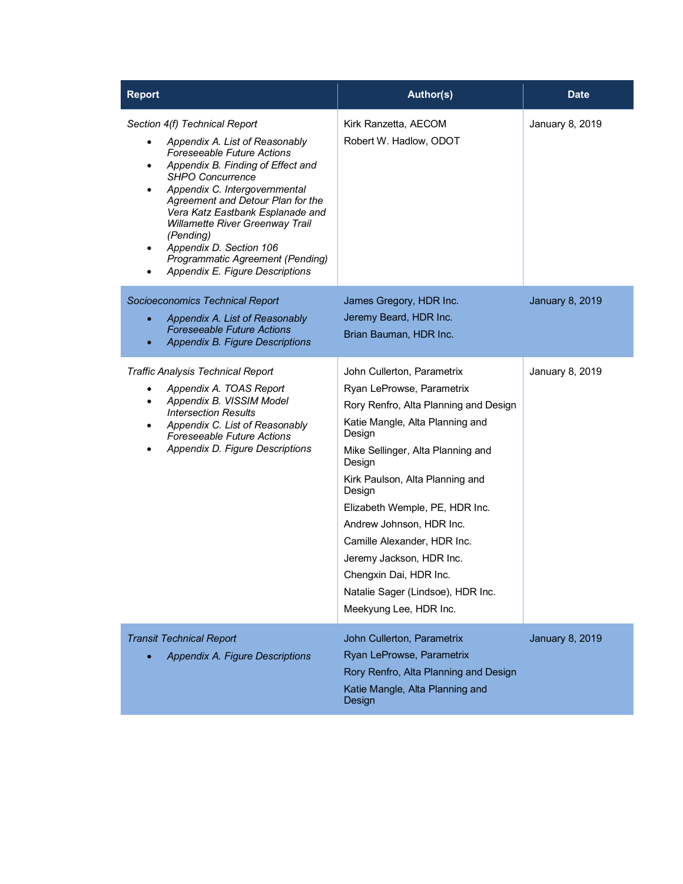| Report | Author(s) | Date |
| --- | --- | --- |
| *Section 4(f) Technical Report*<br>• *Appendix A. List of Reasonably Foreseeable Future Actions*<br>• *Appendix B. Finding of Effect and SHPO Concurrence*<br>• *Appendix C. Intergovernmental Agreement and Detour Plan for the Vera Katz Eastbank Esplanade and Willamette River Greenway Trail (Pending)*<br>• *Appendix D. Section 106 Programmatic Agreement (Pending)*<br>• *Appendix E. Figure Descriptions* | Kirk Ranzetta, AECOM<br>Robert W. Hadlow, ODOT | January 8, 2019 |
| *Socioeconomics Technical Report*<br>• *Appendix A. List of Reasonably Foreseeable Future Actions*<br>• *Appendix B. Figure Descriptions* | James Gregory, HDR Inc.<br>Jeremy Beard, HDR Inc.<br>Brian Bauman, HDR Inc. | January 8, 2019 |
| *Traffic Analysis Technical Report*<br>• *Appendix A. TOAS Report*<br>• *Appendix B. VISSIM Model Intersection Results*<br>• *Appendix C. List of Reasonably Foreseeable Future Actions*<br>• *Appendix D. Figure Descriptions* | John Cullerton, Parametrix<br>Ryan LeProwse, Parametrix<br>Rory Renfro, Alta Planning and Design<br>Katie Mangle, Alta Planning and Design<br>Mike Sellinger, Alta Planning and Design<br>Kirk Paulson, Alta Planning and Design<br>Elizabeth Wemple, PE, HDR Inc.<br>Andrew Johnson, HDR Inc.<br>Camille Alexander, HDR Inc.<br>Jeremy Jackson, HDR Inc.<br>Chengxin Dai, HDR Inc.<br>Natalie Sager (Lindsoe), HDR Inc.<br>Meekyung Lee, HDR Inc. | January 8, 2019 |
| *Transit Technical Report*<br>• *Appendix A. Figure Descriptions* | John Cullerton, Parametrix<br>Ryan LeProwse, Parametrix<br>Rory Renfro, Alta Planning and Design<br>Katie Mangle, Alta Planning and Design | January 8, 2019 |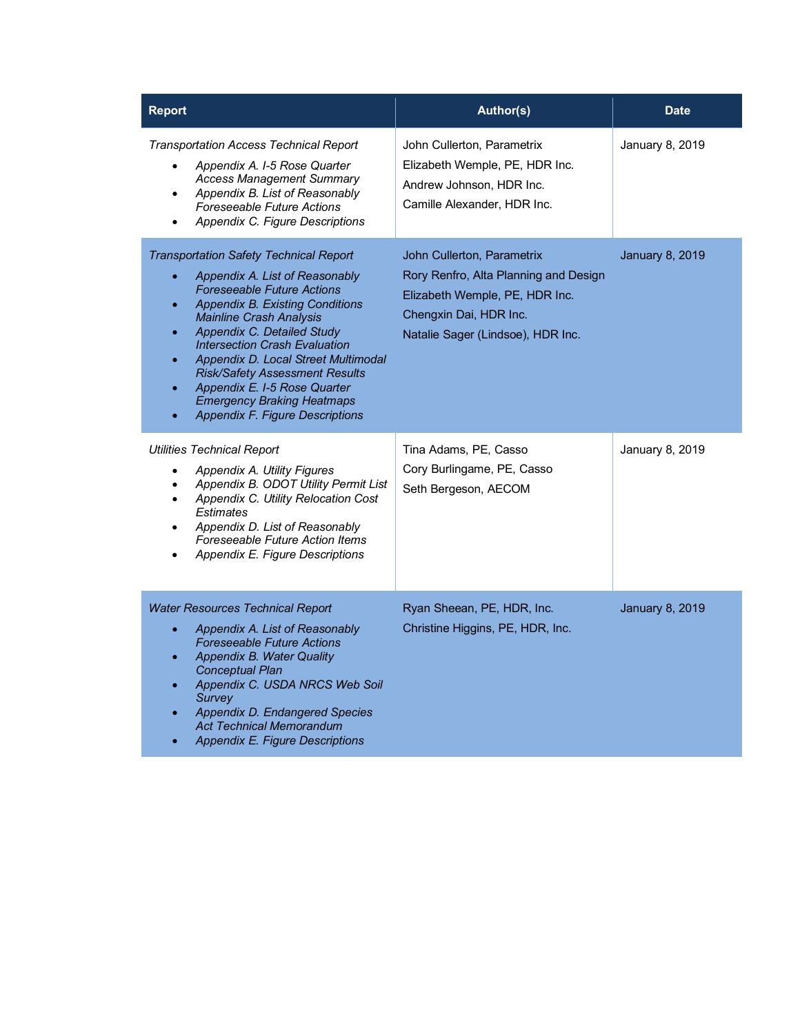| Report | Author(s) | Date |
| --- | --- | --- |
| *Transportation Access Technical Report*<br>• *Appendix A. I-5 Rose Quarter Access Management Summary*<br>• *Appendix B. List of Reasonably Foreseeable Future Actions*<br>• *Appendix C. Figure Descriptions* | John Cullerton, Parametrix<br>Elizabeth Wemple, PE, HDR Inc.<br>Andrew Johnson, HDR Inc.<br>Camille Alexander, HDR Inc. | January 8, 2019 |
| *Transportation Safety Technical Report*<br>• *Appendix A. List of Reasonably Foreseeable Future Actions*<br>• *Appendix B. Existing Conditions Mainline Crash Analysis*<br>• *Appendix C. Detailed Study Intersection Crash Evaluation*<br>• *Appendix D. Local Street Multimodal Risk/Safety Assessment Results*<br>• *Appendix E. I-5 Rose Quarter Emergency Braking Heatmaps*<br>• *Appendix F. Figure Descriptions* | John Cullerton, Parametrix<br>Rory Renfro, Alta Planning and Design<br>Elizabeth Wemple, PE, HDR Inc.<br>Chengxin Dai, HDR Inc.<br>Natalie Sager (Lindsoe), HDR Inc. | January 8, 2019 |
| *Utilities Technical Report*<br>• *Appendix A. Utility Figures*<br>• *Appendix B. ODOT Utility Permit List*<br>• *Appendix C. Utility Relocation Cost Estimates*<br>• *Appendix D. List of Reasonably Foreseeable Future Action Items*<br>• *Appendix E. Figure Descriptions* | Tina Adams, PE, Casso<br>Cory Burlingame, PE, Casso<br>Seth Bergeson, AECOM | January 8, 2019 |
| *Water Resources Technical Report*<br>• *Appendix A. List of Reasonably Foreseeable Future Actions*<br>• *Appendix B. Water Quality Conceptual Plan*<br>• *Appendix C. USDA NRCS Web Soil Survey*<br>• *Appendix D. Endangered Species Act Technical Memorandum*<br>• *Appendix E. Figure Descriptions* | Ryan Sheean, PE, HDR, Inc.<br>Christine Higgins, PE, HDR, Inc. | January 8, 2019 |